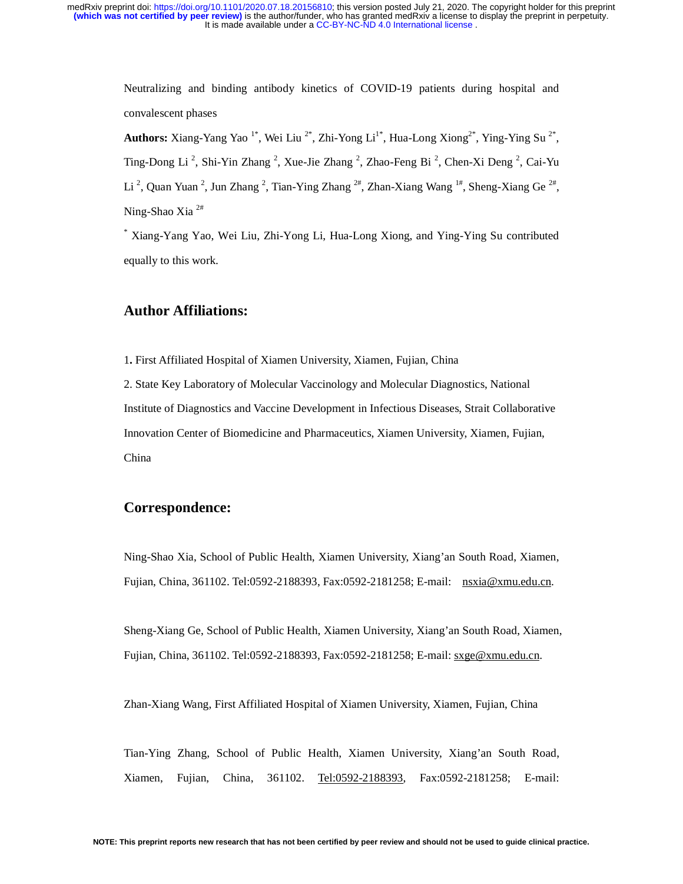Neutralizing and binding antibody kinetics of COVID-19 patients during hospital and convalescent phases

**Authors:** Xiang-Yang Yao [1*], Wei Liu [2*], Zhi-Yong Li[1*], Hua-Long Xiong[2*], Ying-Ying Su [2*], Ting-Dong Li [2], Shi-Yin Zhang [2], Xue-Jie Zhang [2], Zhao-Feng Bi [2], Chen-Xi Deng [2], Cai-Yu Li [2], Quan Yuan [2], Jun Zhang [2], Tian-Ying Zhang [2#], Zhan-Xiang Wang [1#], Sheng-Xiang Ge [2#], Ning-Shao Xia [2#]

[*] Xiang-Yang Yao, Wei Liu, Zhi-Yong Li, Hua-Long Xiong, and Ying-Ying Su contributed equally to this work.

## Author Affiliations:

1. First Affiliated Hospital of Xiamen University, Xiamen, Fujian, China

2. State Key Laboratory of Molecular Vaccinology and Molecular Diagnostics, National Institute of Diagnostics and Vaccine Development in Infectious Diseases, Strait Collaborative Innovation Center of Biomedicine and Pharmaceutics, Xiamen University, Xiamen, Fujian, China

## Correspondence:

Ning-Shao Xia, School of Public Health, Xiamen University, Xiang'an South Road, Xiamen, Fujian, China, 361102. Tel:0592-2188393, Fax:0592-2181258; E-mail: nsxia@xmu.edu.cn.

Sheng-Xiang Ge, School of Public Health, Xiamen University, Xiang'an South Road, Xiamen, Fujian, China, 361102. Tel:0592-2188393, Fax:0592-2181258; E-mail: sxge@xmu.edu.cn.

Zhan-Xiang Wang, First Affiliated Hospital of Xiamen University, Xiamen, Fujian, China

Tian-Ying Zhang, School of Public Health, Xiamen University, Xiang'an South Road, Xiamen, Fujian, China, 361102. Tel:0592-2188393, Fax:0592-2181258; E-mail: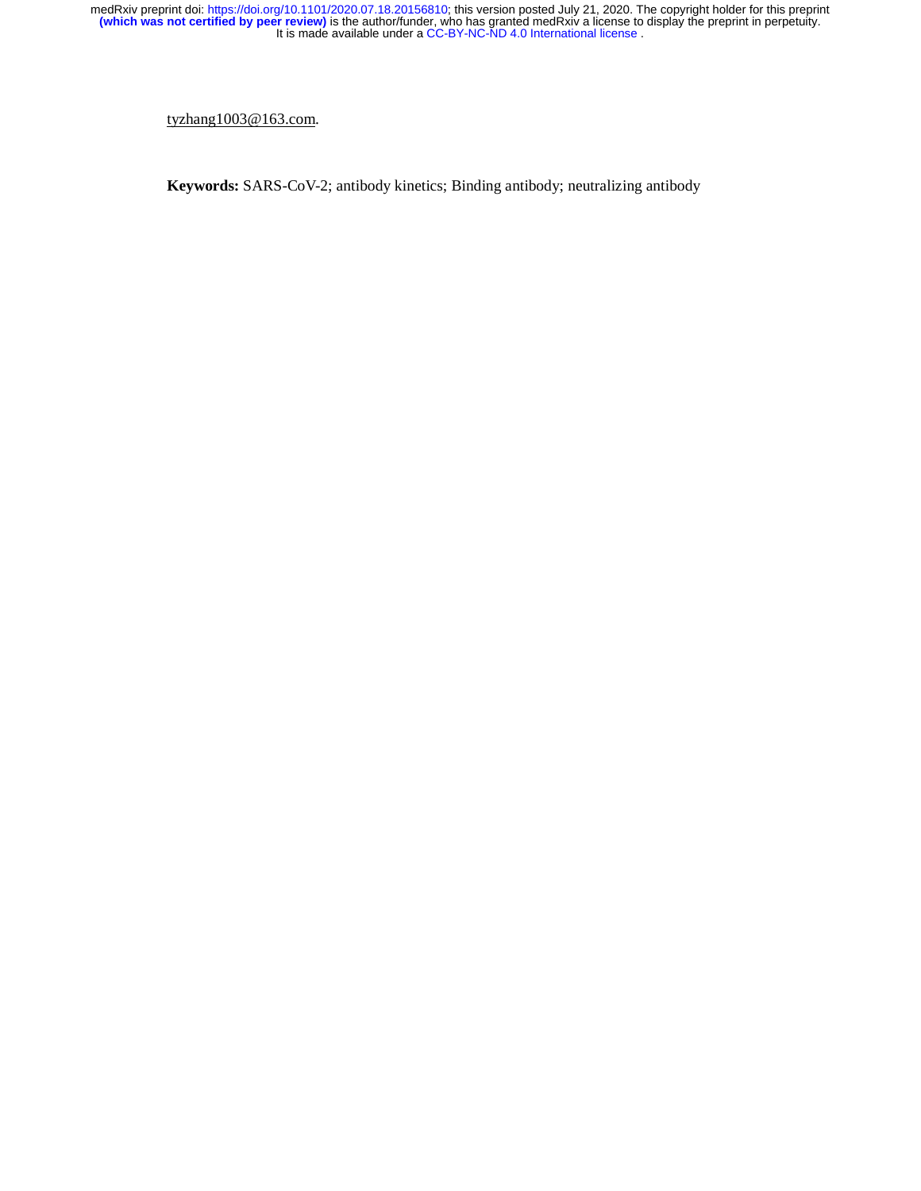tyzhang1003@163.com.

**Keywords:** SARS-CoV-2; antibody kinetics; Binding antibody; neutralizing antibody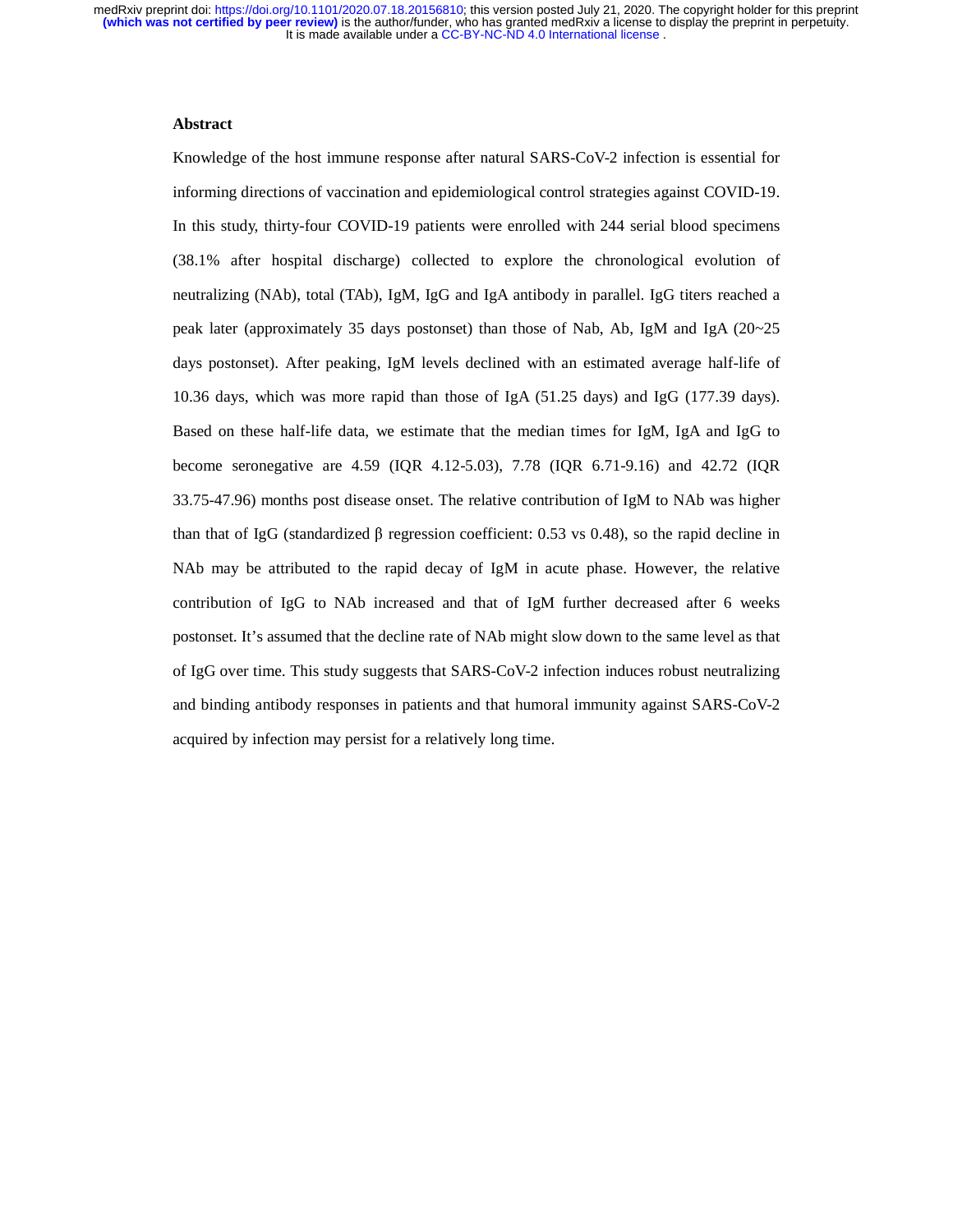## Abstract

Knowledge of the host immune response after natural SARS-CoV-2 infection is essential for informing directions of vaccination and epidemiological control strategies against COVID-19. In this study, thirty-four COVID-19 patients were enrolled with 244 serial blood specimens (38.1% after hospital discharge) collected to explore the chronological evolution of neutralizing (NAb), total (TAb), IgM, IgG and IgA antibody in parallel. IgG titers reached a peak later (approximately 35 days postonset) than those of Nab, Ab, IgM and IgA (20~25 days postonset). After peaking, IgM levels declined with an estimated average half-life of 10.36 days, which was more rapid than those of IgA (51.25 days) and IgG (177.39 days). Based on these half-life data, we estimate that the median times for IgM, IgA and IgG to become seronegative are 4.59 (IQR 4.12-5.03), 7.78 (IQR 6.71-9.16) and 42.72 (IQR 33.75-47.96) months post disease onset. The relative contribution of IgM to NAb was higher than that of IgG (standardized β regression coefficient: 0.53 vs 0.48), so the rapid decline in NAb may be attributed to the rapid decay of IgM in acute phase. However, the relative contribution of IgG to NAb increased and that of IgM further decreased after 6 weeks postonset. It's assumed that the decline rate of NAb might slow down to the same level as that of IgG over time. This study suggests that SARS-CoV-2 infection induces robust neutralizing and binding antibody responses in patients and that humoral immunity against SARS-CoV-2 acquired by infection may persist for a relatively long time.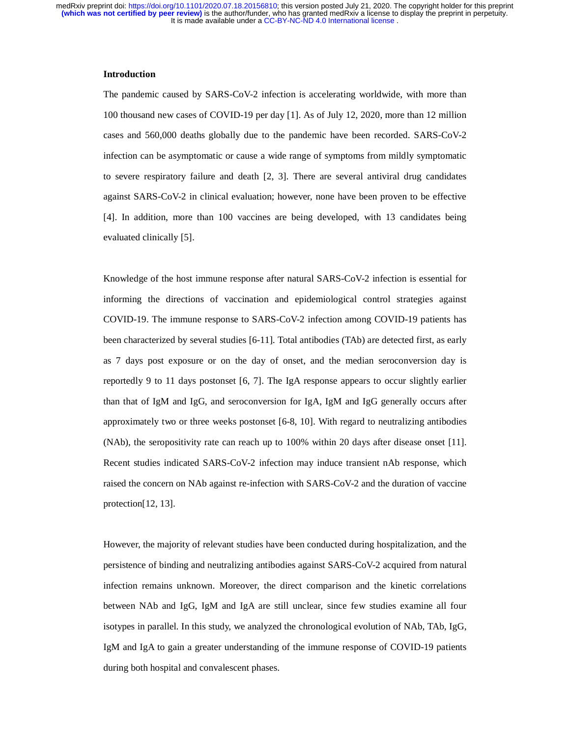## Introduction

The pandemic caused by SARS-CoV-2 infection is accelerating worldwide, with more than 100 thousand new cases of COVID-19 per day [1]. As of July 12, 2020, more than 12 million cases and 560,000 deaths globally due to the pandemic have been recorded. SARS-CoV-2 infection can be asymptomatic or cause a wide range of symptoms from mildly symptomatic to severe respiratory failure and death [2, 3]. There are several antiviral drug candidates against SARS-CoV-2 in clinical evaluation; however, none have been proven to be effective [4]. In addition, more than 100 vaccines are being developed, with 13 candidates being evaluated clinically [5].

Knowledge of the host immune response after natural SARS-CoV-2 infection is essential for informing the directions of vaccination and epidemiological control strategies against COVID-19. The immune response to SARS-CoV-2 infection among COVID-19 patients has been characterized by several studies [6-11]. Total antibodies (TAb) are detected first, as early as 7 days post exposure or on the day of onset, and the median seroconversion day is reportedly 9 to 11 days postonset [6, 7]. The IgA response appears to occur slightly earlier than that of IgM and IgG, and seroconversion for IgA, IgM and IgG generally occurs after approximately two or three weeks postonset [6-8, 10]. With regard to neutralizing antibodies (NAb), the seropositivity rate can reach up to 100% within 20 days after disease onset [11]. Recent studies indicated SARS-CoV-2 infection may induce transient nAb response, which raised the concern on NAb against re-infection with SARS-CoV-2 and the duration of vaccine protection[12, 13].

However, the majority of relevant studies have been conducted during hospitalization, and the persistence of binding and neutralizing antibodies against SARS-CoV-2 acquired from natural infection remains unknown. Moreover, the direct comparison and the kinetic correlations between NAb and IgG, IgM and IgA are still unclear, since few studies examine all four isotypes in parallel. In this study, we analyzed the chronological evolution of NAb, TAb, IgG, IgM and IgA to gain a greater understanding of the immune response of COVID-19 patients during both hospital and convalescent phases.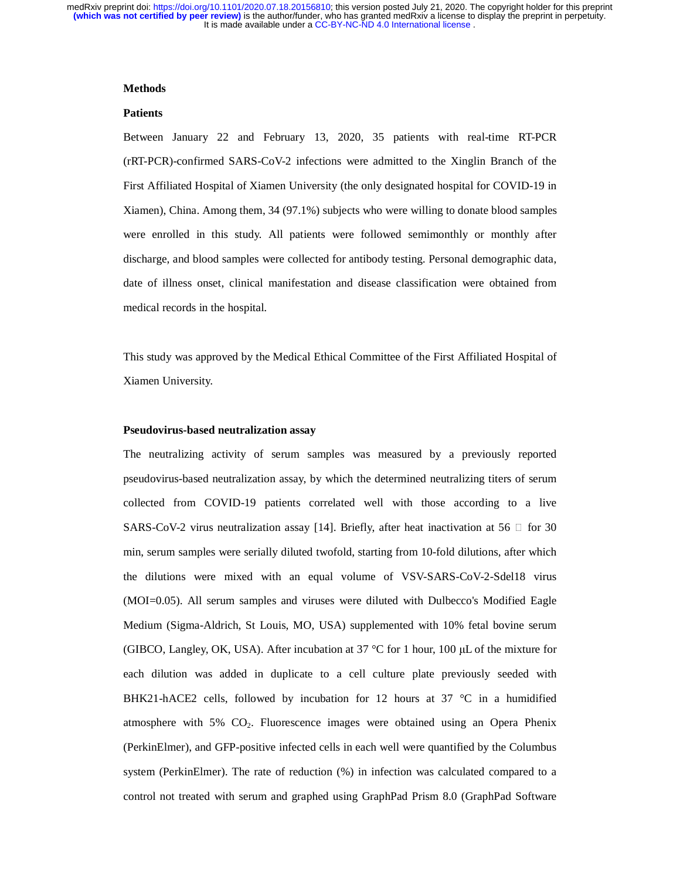## Methods

### Patients

Between January 22 and February 13, 2020, 35 patients with real-time RT-PCR (rRT-PCR)-confirmed SARS-CoV-2 infections were admitted to the Xinglin Branch of the First Affiliated Hospital of Xiamen University (the only designated hospital for COVID-19 in Xiamen), China. Among them, 34 (97.1%) subjects who were willing to donate blood samples were enrolled in this study. All patients were followed semimonthly or monthly after discharge, and blood samples were collected for antibody testing. Personal demographic data, date of illness onset, clinical manifestation and disease classification were obtained from medical records in the hospital.

This study was approved by the Medical Ethical Committee of the First Affiliated Hospital of Xiamen University.

### Pseudovirus-based neutralization assay

The neutralizing activity of serum samples was measured by a previously reported pseudovirus-based neutralization assay, by which the determined neutralizing titers of serum collected from COVID-19 patients correlated well with those according to a live SARS-CoV-2 virus neutralization assay [14]. Briefly, after heat inactivation at 56 ℃ for 30 min, serum samples were serially diluted twofold, starting from 10-fold dilutions, after which the dilutions were mixed with an equal volume of VSV-SARS-CoV-2-Sdel18 virus (MOI=0.05). All serum samples and viruses were diluted with Dulbecco's Modified Eagle Medium (Sigma-Aldrich, St Louis, MO, USA) supplemented with 10% fetal bovine serum (GIBCO, Langley, OK, USA). After incubation at 37 °C for 1 hour, 100 μL of the mixture for each dilution was added in duplicate to a cell culture plate previously seeded with BHK21-hACE2 cells, followed by incubation for 12 hours at 37 °C in a humidified atmosphere with 5% $CO_2$. Fluorescence images were obtained using an Opera Phenix (PerkinElmer), and GFP-positive infected cells in each well were quantified by the Columbus system (PerkinElmer). The rate of reduction (%) in infection was calculated compared to a control not treated with serum and graphed using GraphPad Prism 8.0 (GraphPad Software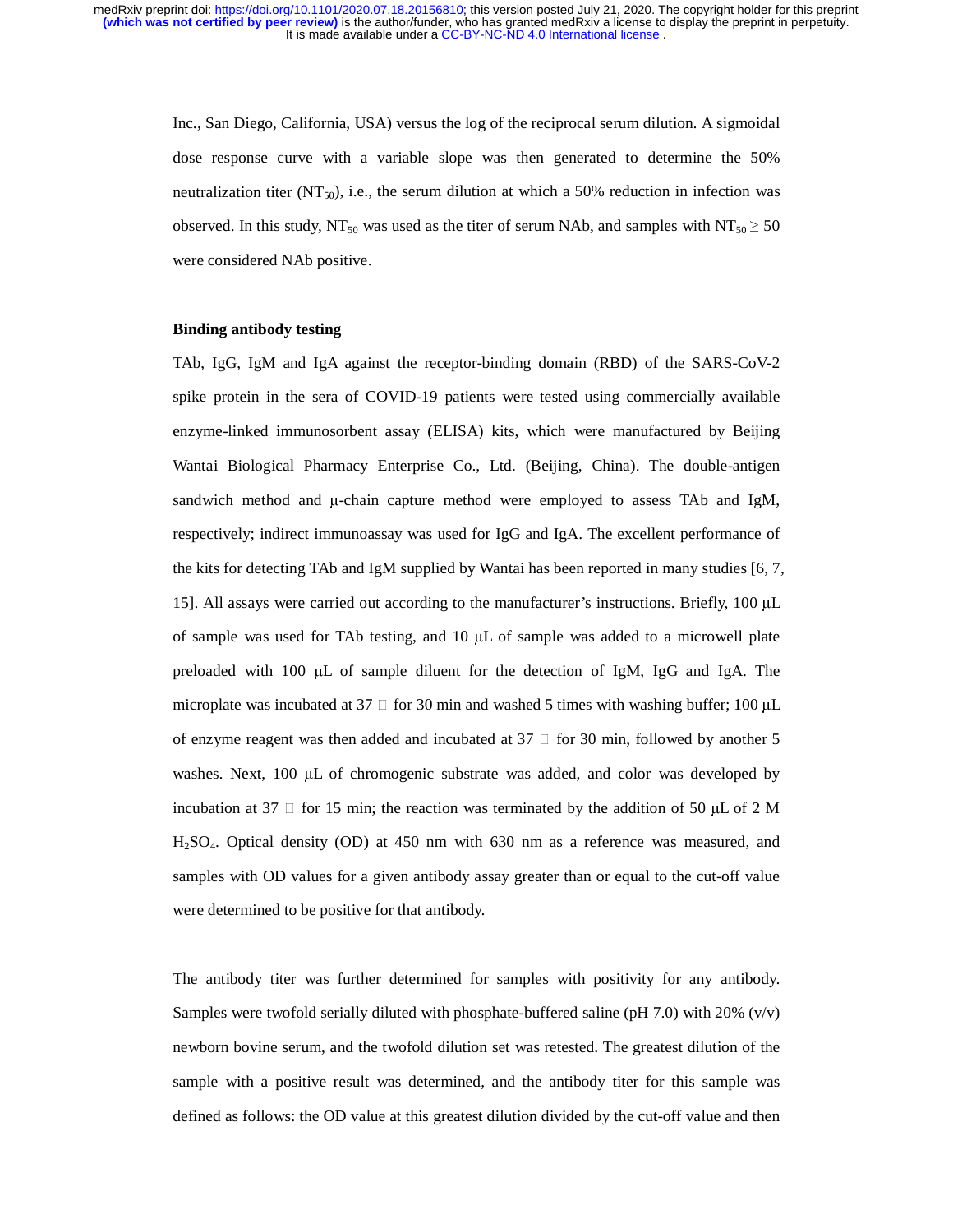Inc., San Diego, California, USA) versus the log of the reciprocal serum dilution. A sigmoidal dose response curve with a variable slope was then generated to determine the 50% neutralization titer ($NT_{50}$), i.e., the serum dilution at which a 50% reduction in infection was observed. In this study, $NT_{50}$ was used as the titer of serum NAb, and samples with $NT_{50} \geq 50$ were considered NAb positive.

**Binding antibody testing**

TAb, IgG, IgM and IgA against the receptor-binding domain (RBD) of the SARS-CoV-2 spike protein in the sera of COVID-19 patients were tested using commercially available enzyme-linked immunosorbent assay (ELISA) kits, which were manufactured by Beijing Wantai Biological Pharmacy Enterprise Co., Ltd. (Beijing, China). The double-antigen sandwich method and μ-chain capture method were employed to assess TAb and IgM, respectively; indirect immunoassay was used for IgG and IgA. The excellent performance of the kits for detecting TAb and IgM supplied by Wantai has been reported in many studies [6, 7, 15]. All assays were carried out according to the manufacturer's instructions. Briefly, 100 μL of sample was used for TAb testing, and 10 μL of sample was added to a microwell plate preloaded with 100 μL of sample diluent for the detection of IgM, IgG and IgA. The microplate was incubated at 37 ℃ for 30 min and washed 5 times with washing buffer; 100 μL of enzyme reagent was then added and incubated at 37 ℃ for 30 min, followed by another 5 washes. Next, 100 μL of chromogenic substrate was added, and color was developed by incubation at 37 ℃ for 15 min; the reaction was terminated by the addition of 50 μL of 2 M $H_2SO_4$. Optical density (OD) at 450 nm with 630 nm as a reference was measured, and samples with OD values for a given antibody assay greater than or equal to the cut-off value were determined to be positive for that antibody.

The antibody titer was further determined for samples with positivity for any antibody. Samples were twofold serially diluted with phosphate-buffered saline (pH 7.0) with 20% (v/v) newborn bovine serum, and the twofold dilution set was retested. The greatest dilution of the sample with a positive result was determined, and the antibody titer for this sample was defined as follows: the OD value at this greatest dilution divided by the cut-off value and then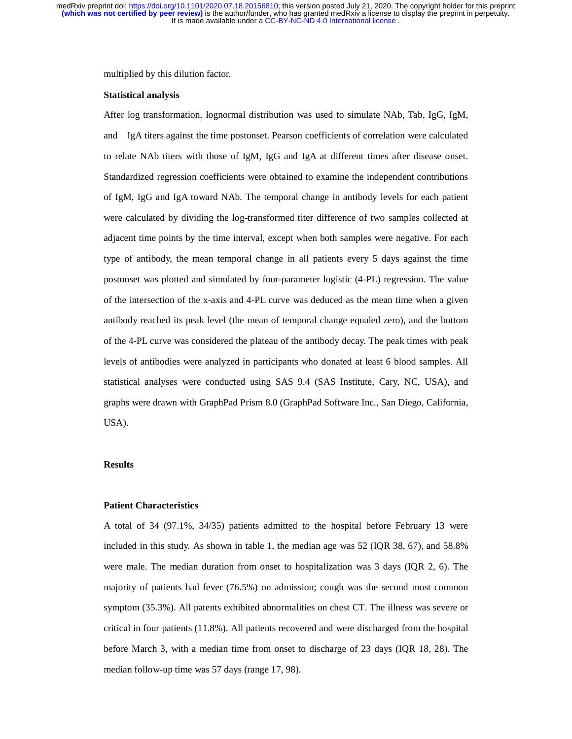multiplied by this dilution factor.

### Statistical analysis

After log transformation, lognormal distribution was used to simulate NAb, Tab, IgG, IgM, and IgA titers against the time postonset. Pearson coefficients of correlation were calculated to relate NAb titers with those of IgM, IgG and IgA at different times after disease onset. Standardized regression coefficients were obtained to examine the independent contributions of IgM, IgG and IgA toward NAb. The temporal change in antibody levels for each patient were calculated by dividing the log-transformed titer difference of two samples collected at adjacent time points by the time interval, except when both samples were negative. For each type of antibody, the mean temporal change in all patients every 5 days against the time postonset was plotted and simulated by four-parameter logistic (4-PL) regression. The value of the intersection of the x-axis and 4-PL curve was deduced as the mean time when a given antibody reached its peak level (the mean of temporal change equaled zero), and the bottom of the 4-PL curve was considered the plateau of the antibody decay. The peak times with peak levels of antibodies were analyzed in participants who donated at least 6 blood samples. All statistical analyses were conducted using SAS 9.4 (SAS Institute, Cary, NC, USA), and graphs were drawn with GraphPad Prism 8.0 (GraphPad Software Inc., San Diego, California, USA).

## Results

### Patient Characteristics

A total of 34 (97.1%, 34/35) patients admitted to the hospital before February 13 were included in this study. As shown in table 1, the median age was 52 (IQR 38, 67), and 58.8% were male. The median duration from onset to hospitalization was 3 days (IQR 2, 6). The majority of patients had fever (76.5%) on admission; cough was the second most common symptom (35.3%). All patents exhibited abnormalities on chest CT. The illness was severe or critical in four patients (11.8%). All patients recovered and were discharged from the hospital before March 3, with a median time from onset to discharge of 23 days (IQR 18, 28). The median follow-up time was 57 days (range 17, 98).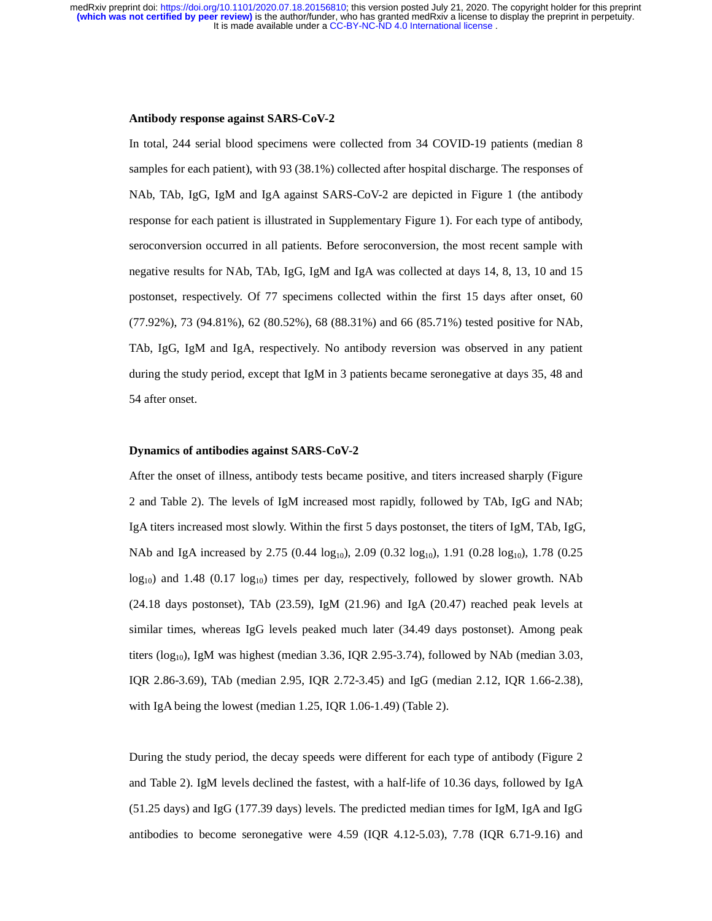**Antibody response against SARS-CoV-2**

In total, 244 serial blood specimens were collected from 34 COVID-19 patients (median 8 samples for each patient), with 93 (38.1%) collected after hospital discharge. The responses of NAb, TAb, IgG, IgM and IgA against SARS-CoV-2 are depicted in Figure 1 (the antibody response for each patient is illustrated in Supplementary Figure 1). For each type of antibody, seroconversion occurred in all patients. Before seroconversion, the most recent sample with negative results for NAb, TAb, IgG, IgM and IgA was collected at days 14, 8, 13, 10 and 15 postonset, respectively. Of 77 specimens collected within the first 15 days after onset, 60 (77.92%), 73 (94.81%), 62 (80.52%), 68 (88.31%) and 66 (85.71%) tested positive for NAb, TAb, IgG, IgM and IgA, respectively. No antibody reversion was observed in any patient during the study period, except that IgM in 3 patients became seronegative at days 35, 48 and 54 after onset.

**Dynamics of antibodies against SARS-CoV-2**

After the onset of illness, antibody tests became positive, and titers increased sharply (Figure 2 and Table 2). The levels of IgM increased most rapidly, followed by TAb, IgG and NAb; IgA titers increased most slowly. Within the first 5 days postonset, the titers of IgM, TAb, IgG, NAb and IgA increased by 2.75 (0.44 $\log_{10}$), 2.09 (0.32 $\log_{10}$), 1.91 (0.28 $\log_{10}$), 1.78 (0.25 $\log_{10}$) and 1.48 (0.17 $\log_{10}$) times per day, respectively, followed by slower growth. NAb (24.18 days postonset), TAb (23.59), IgM (21.96) and IgA (20.47) reached peak levels at similar times, whereas IgG levels peaked much later (34.49 days postonset). Among peak titers ($\log_{10}$), IgM was highest (median 3.36, IQR 2.95-3.74), followed by NAb (median 3.03, IQR 2.86-3.69), TAb (median 2.95, IQR 2.72-3.45) and IgG (median 2.12, IQR 1.66-2.38), with IgA being the lowest (median 1.25, IQR 1.06-1.49) (Table 2).

During the study period, the decay speeds were different for each type of antibody (Figure 2 and Table 2). IgM levels declined the fastest, with a half-life of 10.36 days, followed by IgA (51.25 days) and IgG (177.39 days) levels. The predicted median times for IgM, IgA and IgG antibodies to become seronegative were 4.59 (IQR 4.12-5.03), 7.78 (IQR 6.71-9.16) and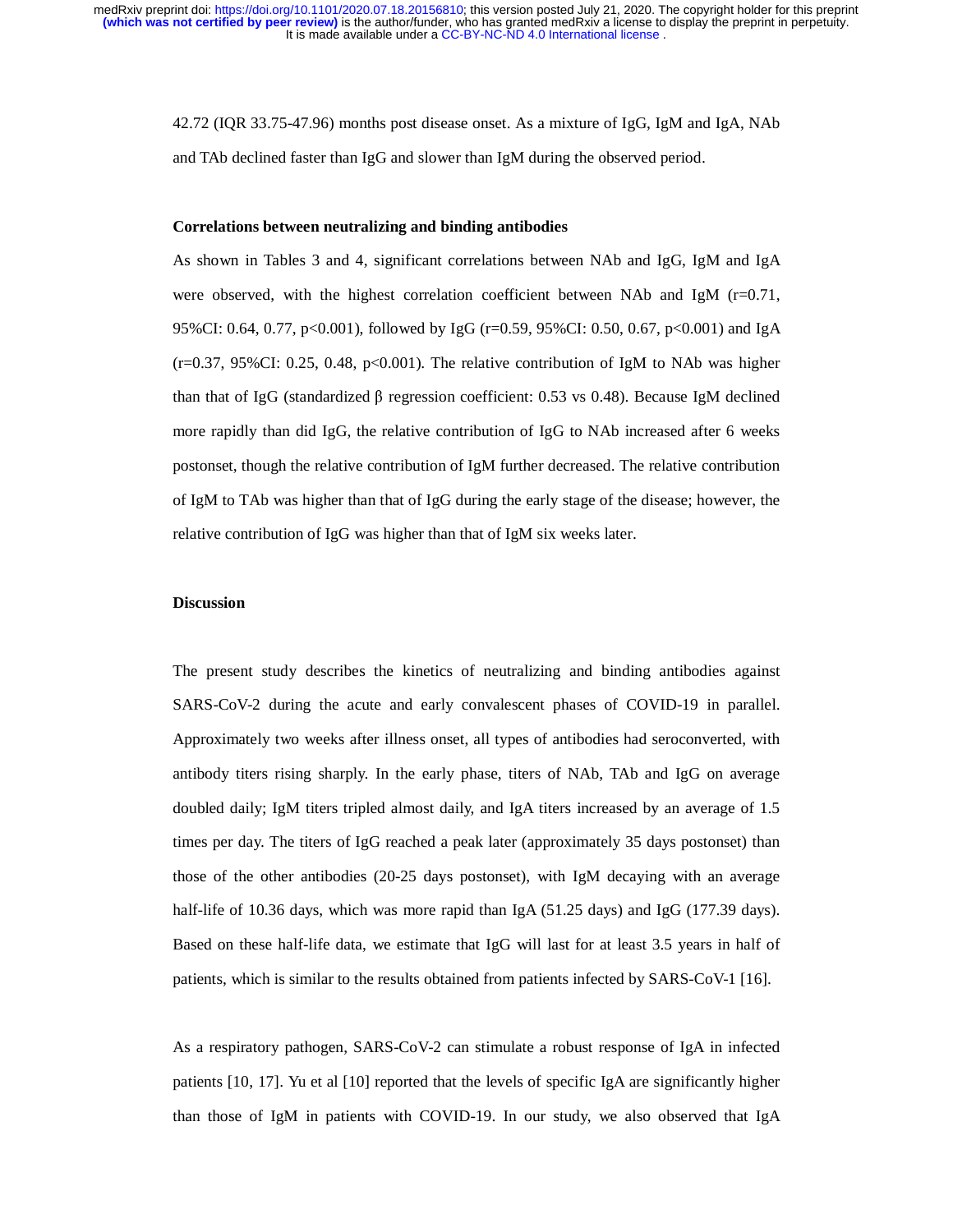42.72 (IQR 33.75-47.96) months post disease onset. As a mixture of IgG, IgM and IgA, NAb and TAb declined faster than IgG and slower than IgM during the observed period.

**Correlations between neutralizing and binding antibodies**

As shown in Tables 3 and 4, significant correlations between NAb and IgG, IgM and IgA were observed, with the highest correlation coefficient between NAb and IgM ($r=0.71$, 95%CI: 0.64, 0.77, $p<0.001$), followed by IgG ($r=0.59$, 95%CI: 0.50, 0.67, $p<0.001$) and IgA ($r=0.37$, 95%CI: 0.25, 0.48, $p<0.001$). The relative contribution of IgM to NAb was higher than that of IgG (standardized $\beta$ regression coefficient: 0.53 vs 0.48). Because IgM declined more rapidly than did IgG, the relative contribution of IgG to NAb increased after 6 weeks postonset, though the relative contribution of IgM further decreased. The relative contribution of IgM to TAb was higher than that of IgG during the early stage of the disease; however, the relative contribution of IgG was higher than that of IgM six weeks later.

**Discussion**

The present study describes the kinetics of neutralizing and binding antibodies against SARS-CoV-2 during the acute and early convalescent phases of COVID-19 in parallel. Approximately two weeks after illness onset, all types of antibodies had seroconverted, with antibody titers rising sharply. In the early phase, titers of NAb, TAb and IgG on average doubled daily; IgM titers tripled almost daily, and IgA titers increased by an average of 1.5 times per day. The titers of IgG reached a peak later (approximately 35 days postonset) than those of the other antibodies (20-25 days postonset), with IgM decaying with an average half-life of 10.36 days, which was more rapid than IgA (51.25 days) and IgG (177.39 days). Based on these half-life data, we estimate that IgG will last for at least 3.5 years in half of patients, which is similar to the results obtained from patients infected by SARS-CoV-1 [16].

As a respiratory pathogen, SARS-CoV-2 can stimulate a robust response of IgA in infected patients [10, 17]. Yu et al [10] reported that the levels of specific IgA are significantly higher than those of IgM in patients with COVID-19. In our study, we also observed that IgA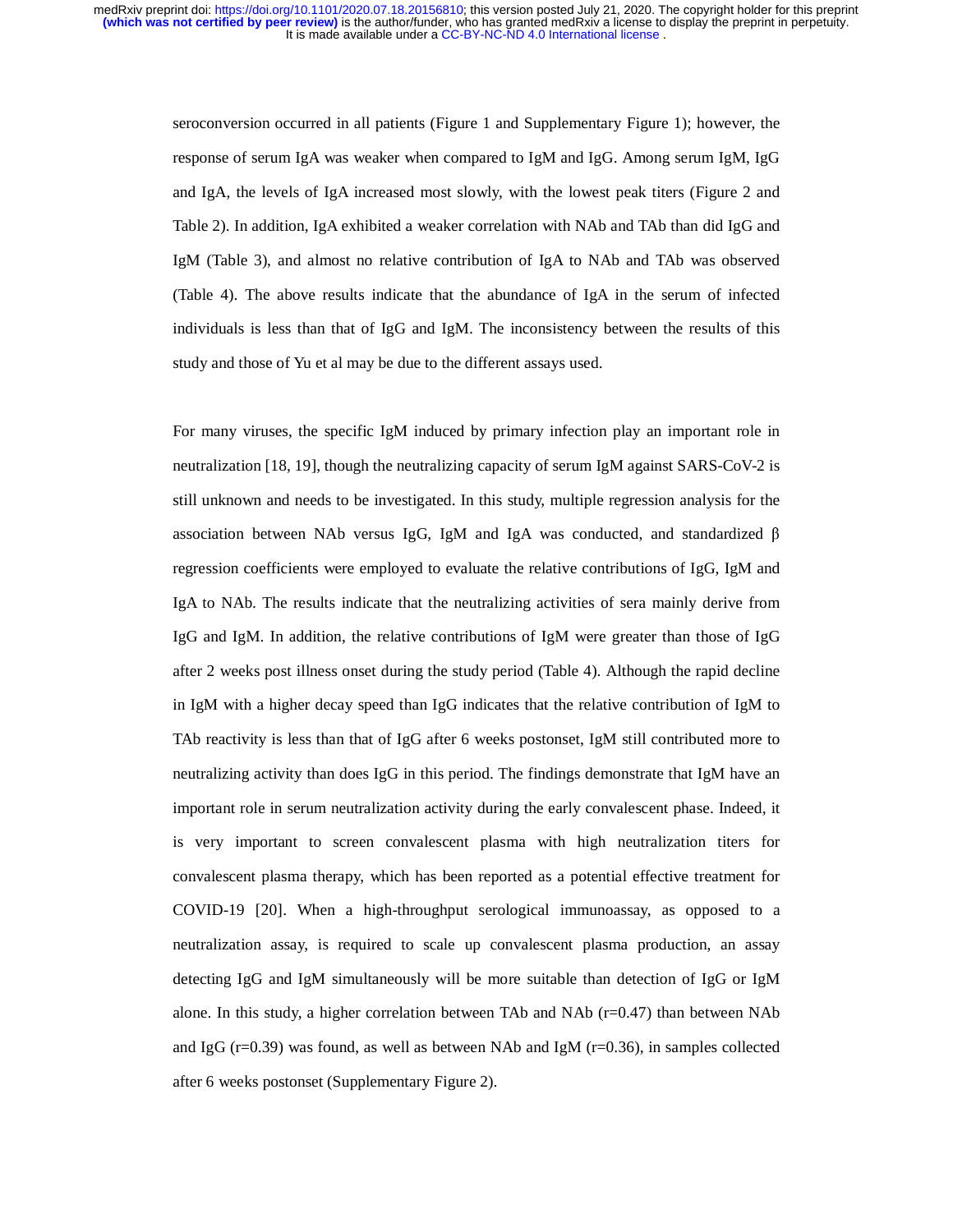seroconversion occurred in all patients (Figure 1 and Supplementary Figure 1); however, the response of serum IgA was weaker when compared to IgM and IgG. Among serum IgM, IgG and IgA, the levels of IgA increased most slowly, with the lowest peak titers (Figure 2 and Table 2). In addition, IgA exhibited a weaker correlation with NAb and TAb than did IgG and IgM (Table 3), and almost no relative contribution of IgA to NAb and TAb was observed (Table 4). The above results indicate that the abundance of IgA in the serum of infected individuals is less than that of IgG and IgM. The inconsistency between the results of this study and those of Yu et al may be due to the different assays used.

For many viruses, the specific IgM induced by primary infection play an important role in neutralization [18, 19], though the neutralizing capacity of serum IgM against SARS-CoV-2 is still unknown and needs to be investigated. In this study, multiple regression analysis for the association between NAb versus IgG, IgM and IgA was conducted, and standardized β regression coefficients were employed to evaluate the relative contributions of IgG, IgM and IgA to NAb. The results indicate that the neutralizing activities of sera mainly derive from IgG and IgM. In addition, the relative contributions of IgM were greater than those of IgG after 2 weeks post illness onset during the study period (Table 4). Although the rapid decline in IgM with a higher decay speed than IgG indicates that the relative contribution of IgM to TAb reactivity is less than that of IgG after 6 weeks postonset, IgM still contributed more to neutralizing activity than does IgG in this period. The findings demonstrate that IgM have an important role in serum neutralization activity during the early convalescent phase. Indeed, it is very important to screen convalescent plasma with high neutralization titers for convalescent plasma therapy, which has been reported as a potential effective treatment for COVID-19 [20]. When a high-throughput serological immunoassay, as opposed to a neutralization assay, is required to scale up convalescent plasma production, an assay detecting IgG and IgM simultaneously will be more suitable than detection of IgG or IgM alone. In this study, a higher correlation between TAb and NAb ($r=0.47$) than between NAb and IgG ($r=0.39$) was found, as well as between NAb and IgM ($r=0.36$), in samples collected after 6 weeks postonset (Supplementary Figure 2).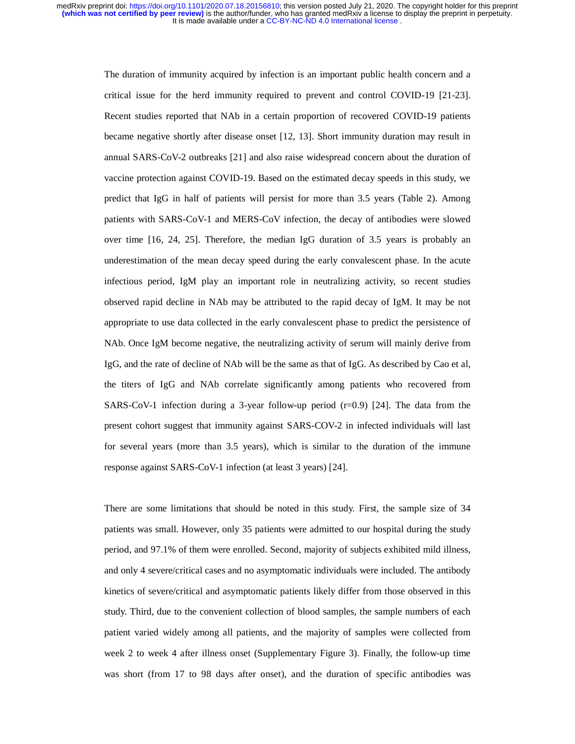The duration of immunity acquired by infection is an important public health concern and a critical issue for the herd immunity required to prevent and control COVID-19 [21-23]. Recent studies reported that NAb in a certain proportion of recovered COVID-19 patients became negative shortly after disease onset [12, 13]. Short immunity duration may result in annual SARS-CoV-2 outbreaks [21] and also raise widespread concern about the duration of vaccine protection against COVID-19. Based on the estimated decay speeds in this study, we predict that IgG in half of patients will persist for more than 3.5 years (Table 2). Among patients with SARS-CoV-1 and MERS-CoV infection, the decay of antibodies were slowed over time [16, 24, 25]. Therefore, the median IgG duration of 3.5 years is probably an underestimation of the mean decay speed during the early convalescent phase. In the acute infectious period, IgM play an important role in neutralizing activity, so recent studies observed rapid decline in NAb may be attributed to the rapid decay of IgM. It may be not appropriate to use data collected in the early convalescent phase to predict the persistence of NAb. Once IgM become negative, the neutralizing activity of serum will mainly derive from IgG, and the rate of decline of NAb will be the same as that of IgG. As described by Cao et al, the titers of IgG and NAb correlate significantly among patients who recovered from SARS-CoV-1 infection during a 3-year follow-up period (r=0.9) [24]. The data from the present cohort suggest that immunity against SARS-COV-2 in infected individuals will last for several years (more than 3.5 years), which is similar to the duration of the immune response against SARS-CoV-1 infection (at least 3 years) [24].

There are some limitations that should be noted in this study. First, the sample size of 34 patients was small. However, only 35 patients were admitted to our hospital during the study period, and 97.1% of them were enrolled. Second, majority of subjects exhibited mild illness, and only 4 severe/critical cases and no asymptomatic individuals were included. The antibody kinetics of severe/critical and asymptomatic patients likely differ from those observed in this study. Third, due to the convenient collection of blood samples, the sample numbers of each patient varied widely among all patients, and the majority of samples were collected from week 2 to week 4 after illness onset (Supplementary Figure 3). Finally, the follow-up time was short (from 17 to 98 days after onset), and the duration of specific antibodies was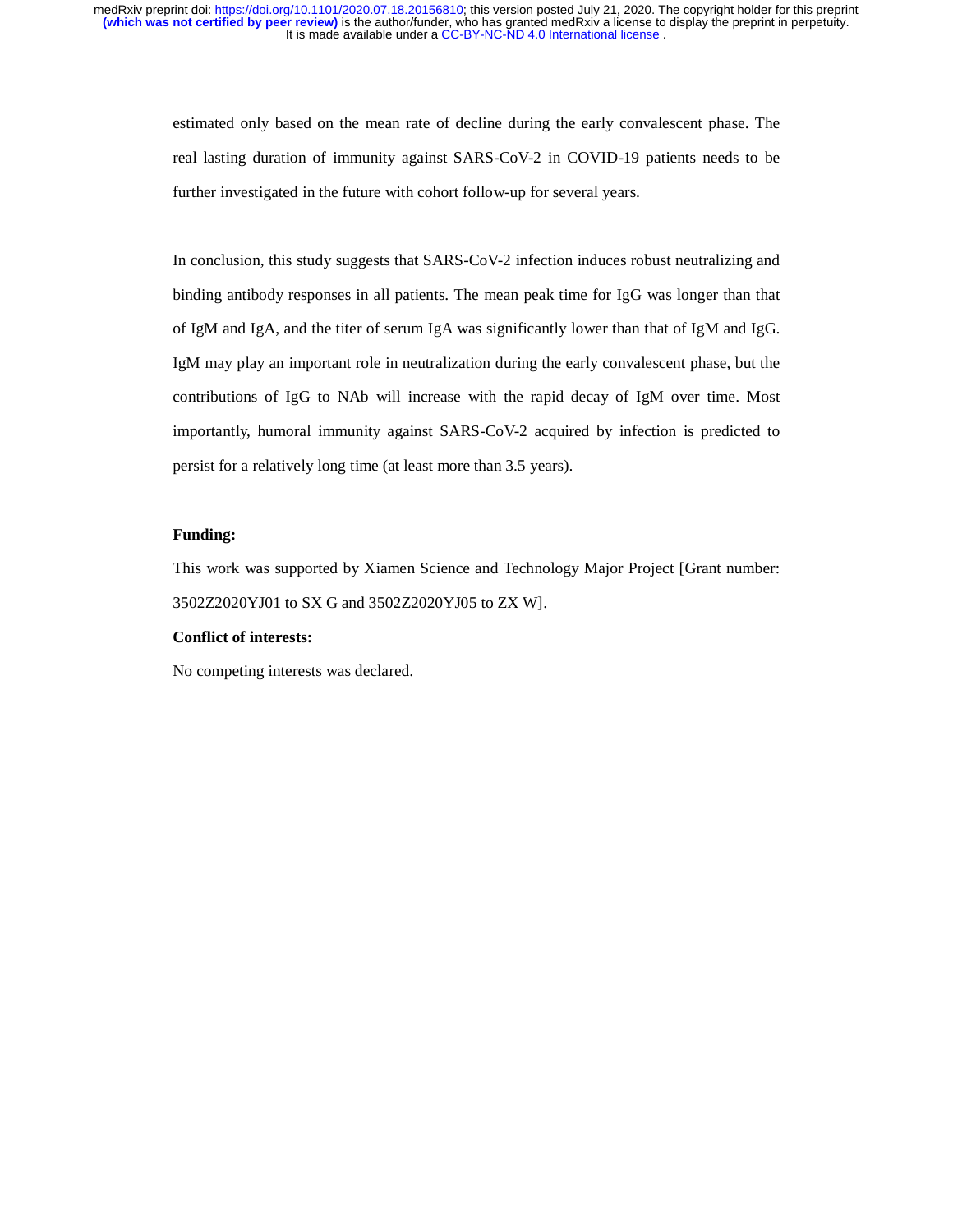estimated only based on the mean rate of decline during the early convalescent phase. The real lasting duration of immunity against SARS-CoV-2 in COVID-19 patients needs to be further investigated in the future with cohort follow-up for several years.

In conclusion, this study suggests that SARS-CoV-2 infection induces robust neutralizing and binding antibody responses in all patients. The mean peak time for IgG was longer than that of IgM and IgA, and the titer of serum IgA was significantly lower than that of IgM and IgG. IgM may play an important role in neutralization during the early convalescent phase, but the contributions of IgG to NAb will increase with the rapid decay of IgM over time. Most importantly, humoral immunity against SARS-CoV-2 acquired by infection is predicted to persist for a relatively long time (at least more than 3.5 years).

**Funding:**

This work was supported by Xiamen Science and Technology Major Project [Grant number: 3502Z2020YJ01 to SX G and 3502Z2020YJ05 to ZX W].

**Conflict of interests:**

No competing interests was declared.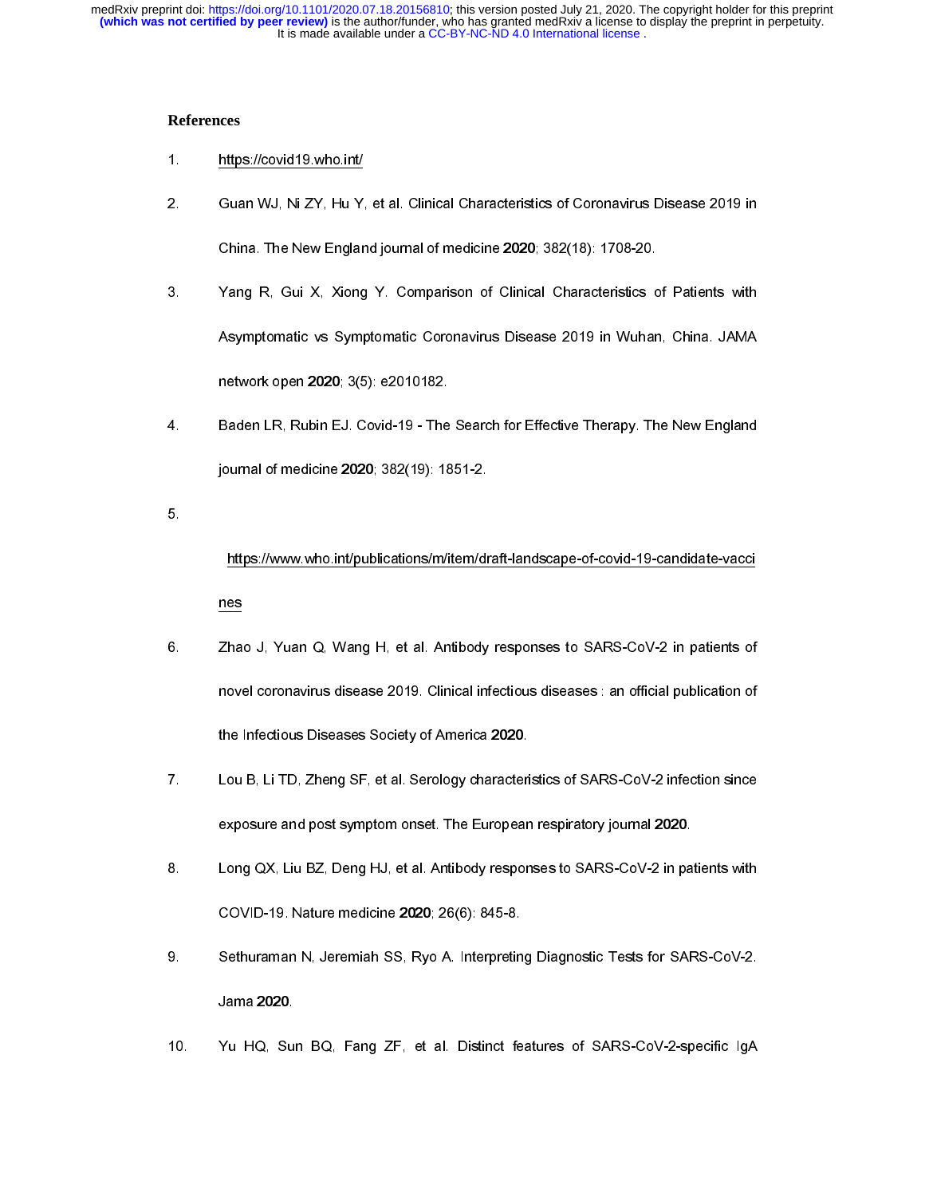## References

1. https://covid19.who.int/

2. Guan WJ, Ni ZY, Hu Y, et al. Clinical Characteristics of Coronavirus Disease 2019 in China. The New England journal of medicine **2020**; 382(18): 1708-20.

3. Yang R, Gui X, Xiong Y. Comparison of Clinical Characteristics of Patients with Asymptomatic vs Symptomatic Coronavirus Disease 2019 in Wuhan, China. JAMA network open **2020**; 3(5): e2010182.

4. Baden LR, Rubin EJ. Covid-19 - The Search for Effective Therapy. The New England journal of medicine **2020**; 382(19): 1851-2.

5. https://www.who.int/publications/m/item/draft-landscape-of-covid-19-candidate-vaccines

6. Zhao J, Yuan Q, Wang H, et al. Antibody responses to SARS-CoV-2 in patients of novel coronavirus disease 2019. Clinical infectious diseases : an official publication of the Infectious Diseases Society of America **2020**.

7. Lou B, Li TD, Zheng SF, et al. Serology characteristics of SARS-CoV-2 infection since exposure and post symptom onset. The European respiratory journal **2020**.

8. Long QX, Liu BZ, Deng HJ, et al. Antibody responses to SARS-CoV-2 in patients with COVID-19. Nature medicine **2020**; 26(6): 845-8.

9. Sethuraman N, Jeremiah SS, Ryo A. Interpreting Diagnostic Tests for SARS-CoV-2. Jama **2020**.

10. Yu HQ, Sun BQ, Fang ZF, et al. Distinct features of SARS-CoV-2-specific IgA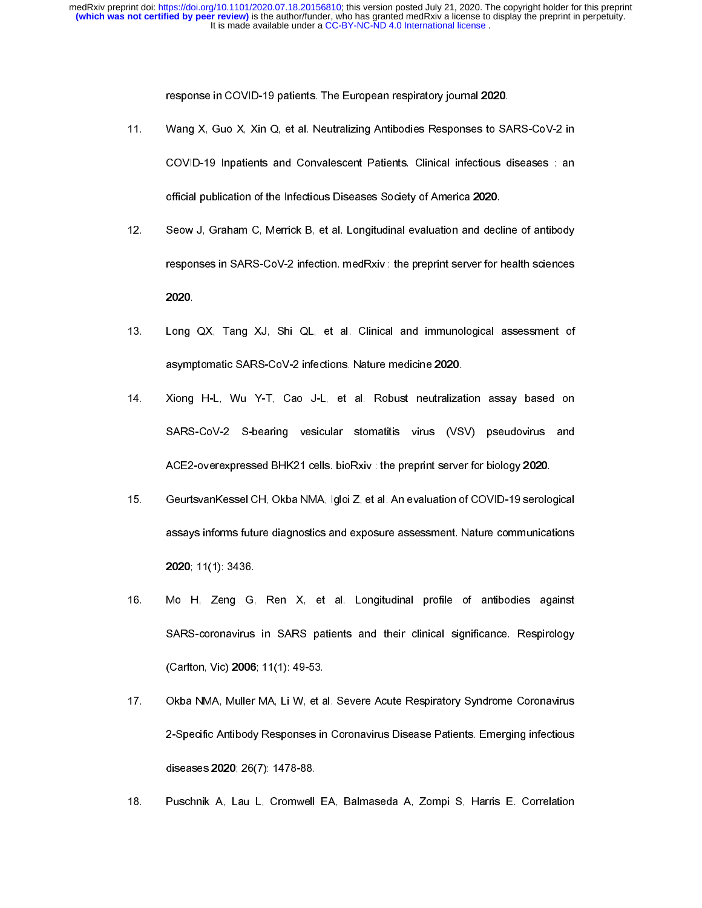response in COVID-19 patients. The European respiratory journal **2020**.

11. Wang X, Guo X, Xin Q, et al. Neutralizing Antibodies Responses to SARS-CoV-2 in COVID-19 Inpatients and Convalescent Patients. Clinical infectious diseases : an official publication of the Infectious Diseases Society of America **2020**.

12. Seow J, Graham C, Merrick B, et al. Longitudinal evaluation and decline of antibody responses in SARS-CoV-2 infection. medRxiv : the preprint server for health sciences **2020**.

13. Long QX, Tang XJ, Shi QL, et al. Clinical and immunological assessment of asymptomatic SARS-CoV-2 infections. Nature medicine **2020**.

14. Xiong H-L, Wu Y-T, Cao J-L, et al. Robust neutralization assay based on SARS-CoV-2 S-bearing vesicular stomatitis virus (VSV) pseudovirus and ACE2-overexpressed BHK21 cells. bioRxiv : the preprint server for biology **2020**.

15. GeurtsvanKessel CH, Okba NMA, Igloi Z, et al. An evaluation of COVID-19 serological assays informs future diagnostics and exposure assessment. Nature communications **2020**; 11(1): 3436.

16. Mo H, Zeng G, Ren X, et al. Longitudinal profile of antibodies against SARS-coronavirus in SARS patients and their clinical significance. Respirology (Carlton, Vic) **2006**; 11(1): 49-53.

17. Okba NMA, Muller MA, Li W, et al. Severe Acute Respiratory Syndrome Coronavirus 2-Specific Antibody Responses in Coronavirus Disease Patients. Emerging infectious diseases **2020**; 26(7): 1478-88.

18. Puschnik A, Lau L, Cromwell EA, Balmaseda A, Zompi S, Harris E. Correlation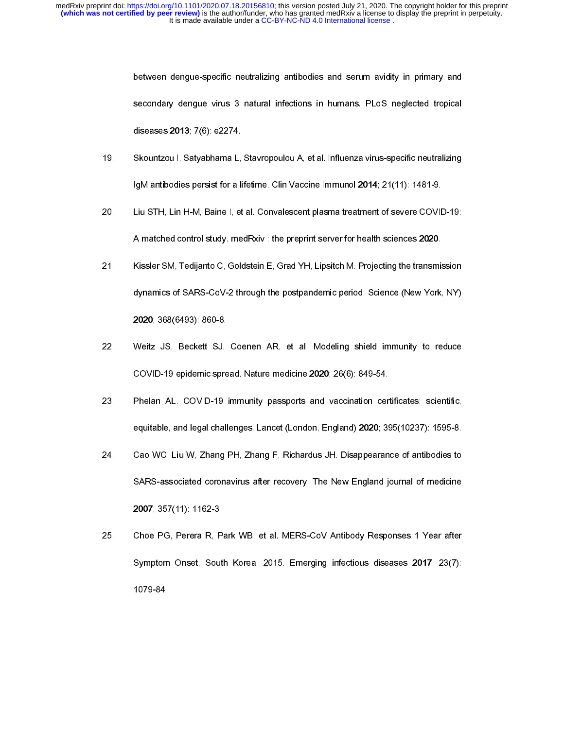between dengue-specific neutralizing antibodies and serum avidity in primary and secondary dengue virus 3 natural infections in humans. PLoS neglected tropical diseases **2013**; 7(6): e2274.

19. Skountzou I, Satyabhama L, Stavropoulou A, et al. Influenza virus-specific neutralizing IgM antibodies persist for a lifetime. Clin Vaccine Immunol **2014**; 21(11): 1481-9.

20. Liu STH, Lin H-M, Baine I, et al. Convalescent plasma treatment of severe COVID-19: A matched control study. medRxiv : the preprint server for health sciences **2020**.

21. Kissler SM, Tedijanto C, Goldstein E, Grad YH, Lipsitch M. Projecting the transmission dynamics of SARS-CoV-2 through the postpandemic period. Science (New York, NY) **2020**; 368(6493): 860-8.

22. Weitz JS, Beckett SJ, Coenen AR, et al. Modeling shield immunity to reduce COVID-19 epidemic spread. Nature medicine **2020**; 26(6): 849-54.

23. Phelan AL. COVID-19 immunity passports and vaccination certificates: scientific, equitable, and legal challenges. Lancet (London, England) **2020**; 395(10237): 1595-8.

24. Cao WC, Liu W, Zhang PH, Zhang F, Richardus JH. Disappearance of antibodies to SARS-associated coronavirus after recovery. The New England journal of medicine **2007**; 357(11): 1162-3.

25. Choe PG, Perera R, Park WB, et al. MERS-CoV Antibody Responses 1 Year after Symptom Onset, South Korea, 2015. Emerging infectious diseases **2017**; 23(7): 1079-84.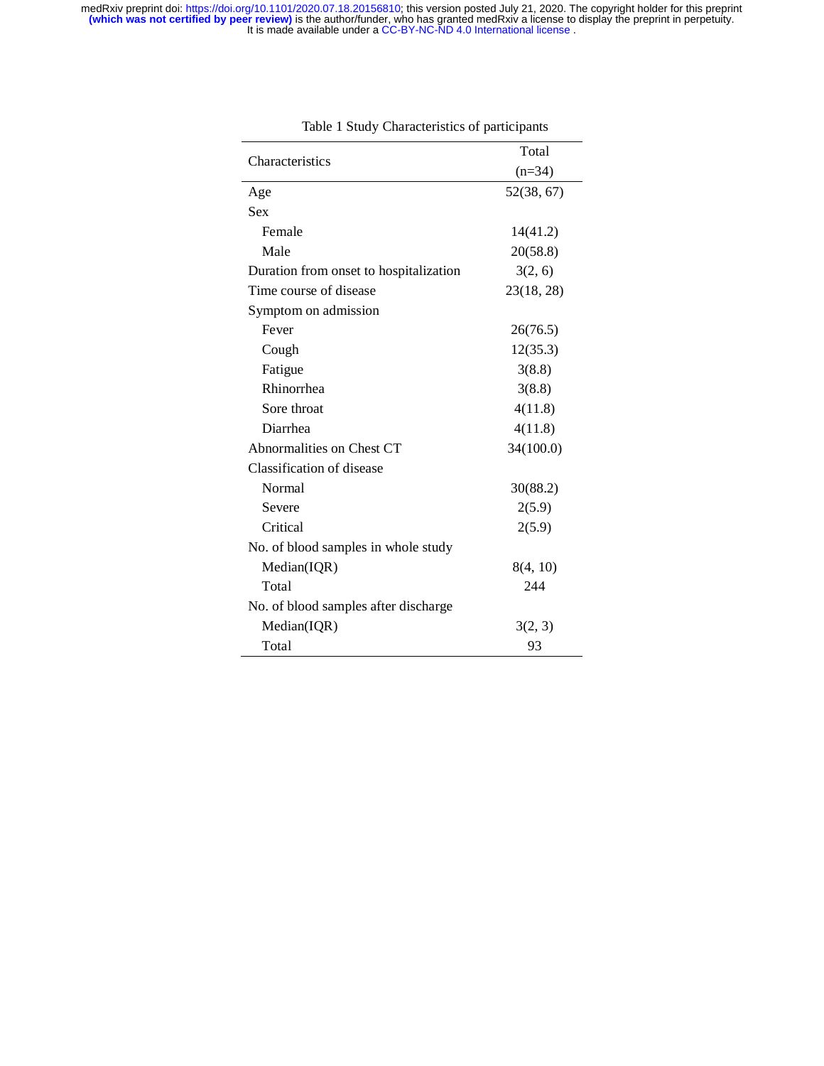Table 1 Study Characteristics of participants

| Characteristics | Total (n=34) |
|---|---|
| Age | 52(38, 67) |
| Sex | |
| Female | 14(41.2) |
| Male | 20(58.8) |
| Duration from onset to hospitalization | 3(2, 6) |
| Time course of disease | 23(18, 28) |
| Symptom on admission | |
| Fever | 26(76.5) |
| Cough | 12(35.3) |
| Fatigue | 3(8.8) |
| Rhinorrhea | 3(8.8) |
| Sore throat | 4(11.8) |
| Diarrhea | 4(11.8) |
| Abnormalities on Chest CT | 34(100.0) |
| Classification of disease | |
| Normal | 30(88.2) |
| Severe | 2(5.9) |
| Critical | 2(5.9) |
| No. of blood samples in whole study | |
| Median(IQR) | 8(4, 10) |
| Total | 244 |
| No. of blood samples after discharge | |
| Median(IQR) | 3(2, 3) |
| Total | 93 |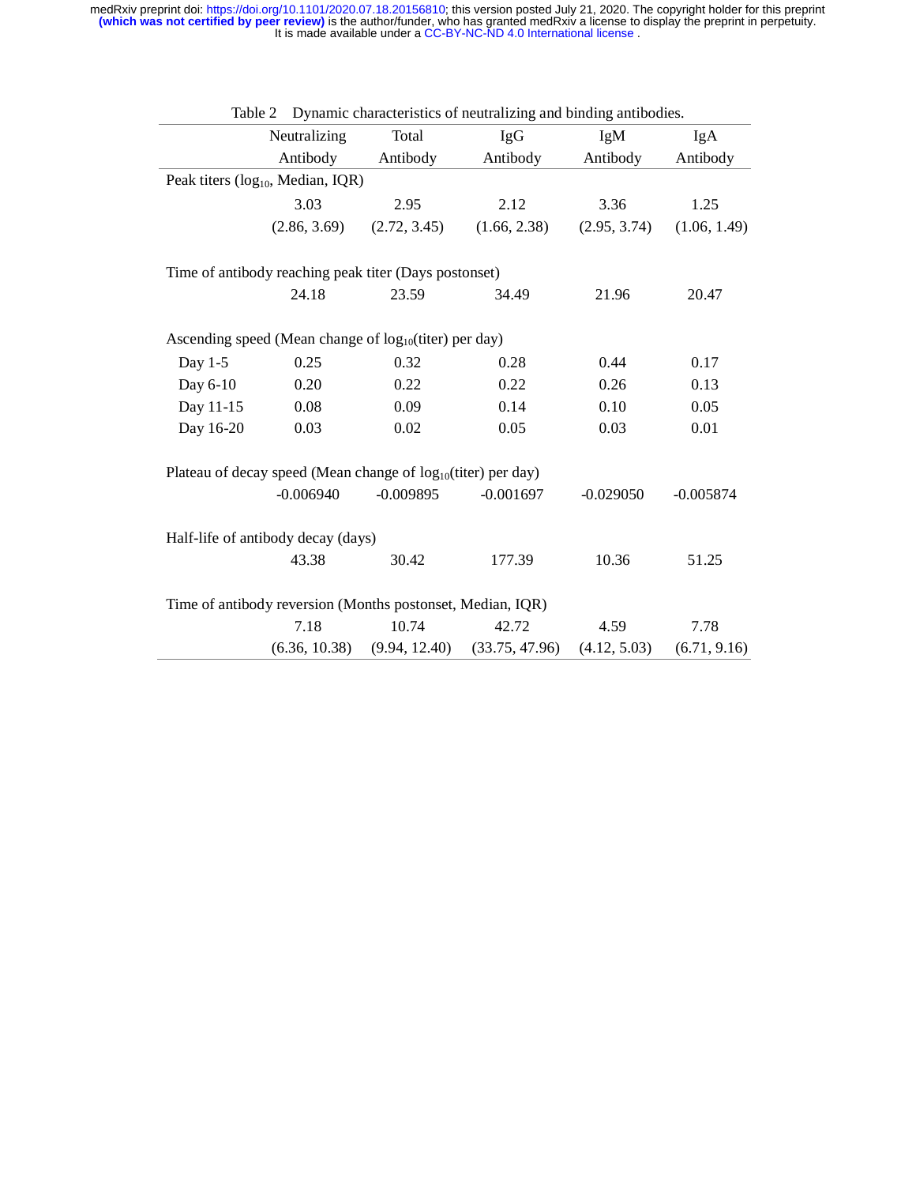Table 2 Dynamic characteristics of neutralizing and binding antibodies.

| | Neutralizing Antibody | Total Antibody | IgG Antibody | IgM Antibody | IgA Antibody |
|---|---|---|---|---|---|
| Peak titers ($log_{10}$, Median, IQR) | | | | | |
| | 3.03 (2.86, 3.69) | 2.95 (2.72, 3.45) | 2.12 (1.66, 2.38) | 3.36 (2.95, 3.74) | 1.25 (1.06, 1.49) |
| Time of antibody reaching peak titer (Days postonset) | | | | | |
| | 24.18 | 23.59 | 34.49 | 21.96 | 20.47 |
| Ascending speed (Mean change of $log_{10}$(titer) per day) | | | | | |
| Day 1-5 | 0.25 | 0.32 | 0.28 | 0.44 | 0.17 |
| Day 6-10 | 0.20 | 0.22 | 0.22 | 0.26 | 0.13 |
| Day 11-15 | 0.08 | 0.09 | 0.14 | 0.10 | 0.05 |
| Day 16-20 | 0.03 | 0.02 | 0.05 | 0.03 | 0.01 |
| Plateau of decay speed (Mean change of $log_{10}$(titer) per day) | | | | | |
| | -0.006940 | -0.009895 | -0.001697 | -0.029050 | -0.005874 |
| Half-life of antibody decay (days) | | | | | |
| | 43.38 | 30.42 | 177.39 | 10.36 | 51.25 |
| Time of antibody reversion (Months postonset, Median, IQR) | | | | | |
| | 7.18 (6.36, 10.38) | 10.74 (9.94, 12.40) | 42.72 (33.75, 47.96) | 4.59 (4.12, 5.03) | 7.78 (6.71, 9.16) |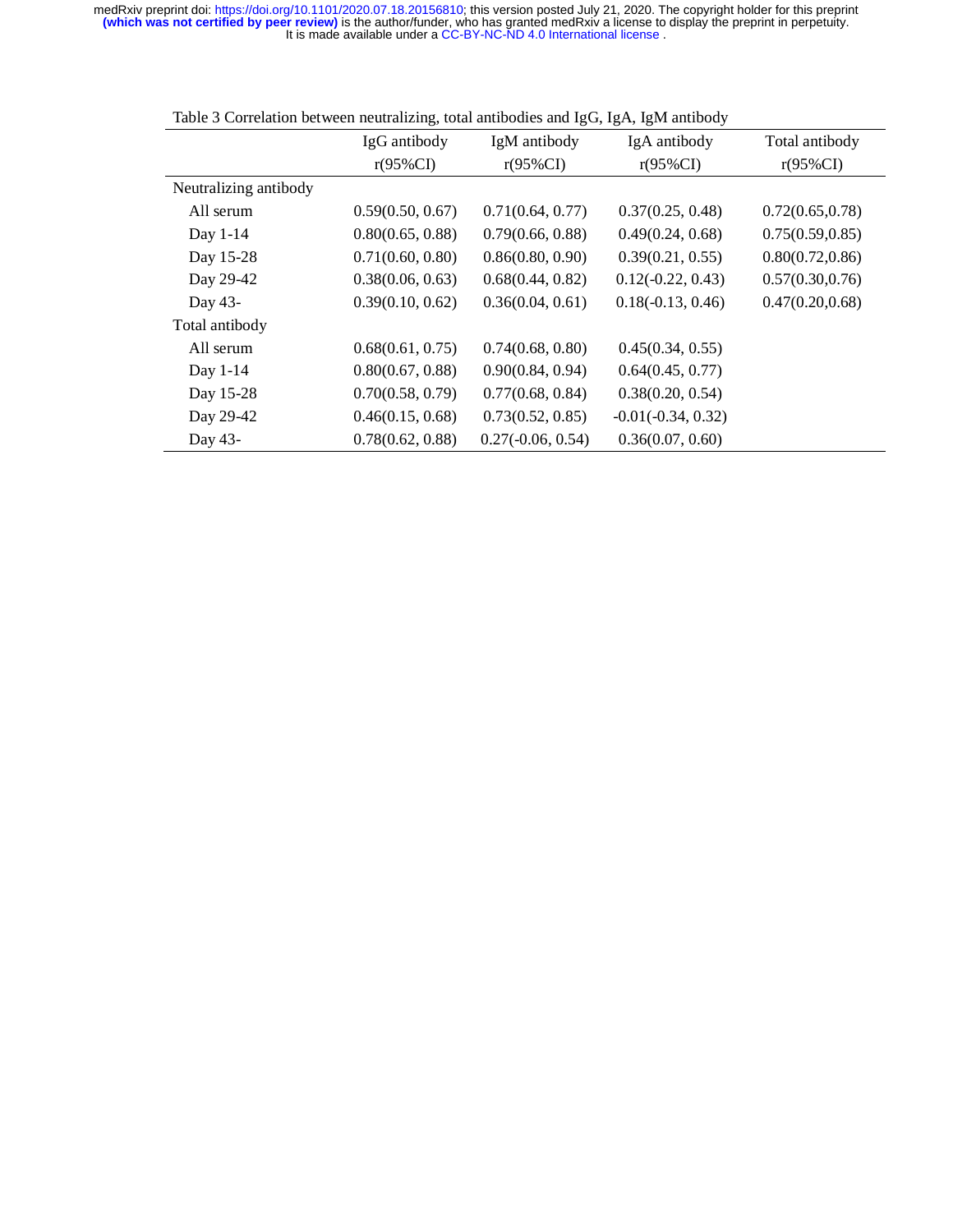Table 3 Correlation between neutralizing, total antibodies and IgG, IgA, IgM antibody

| | IgG antibody r(95%CI) | IgM antibody r(95%CI) | IgA antibody r(95%CI) | Total antibody r(95%CI) |
|---|---|---|---|---|
| Neutralizing antibody | | | | |
| All serum | 0.59(0.50, 0.67) | 0.71(0.64, 0.77) | 0.37(0.25, 0.48) | 0.72(0.65,0.78) |
| Day 1-14 | 0.80(0.65, 0.88) | 0.79(0.66, 0.88) | 0.49(0.24, 0.68) | 0.75(0.59,0.85) |
| Day 15-28 | 0.71(0.60, 0.80) | 0.86(0.80, 0.90) | 0.39(0.21, 0.55) | 0.80(0.72,0.86) |
| Day 29-42 | 0.38(0.06, 0.63) | 0.68(0.44, 0.82) | 0.12(-0.22, 0.43) | 0.57(0.30,0.76) |
| Day 43- | 0.39(0.10, 0.62) | 0.36(0.04, 0.61) | 0.18(-0.13, 0.46) | 0.47(0.20,0.68) |
| Total antibody | | | | |
| All serum | 0.68(0.61, 0.75) | 0.74(0.68, 0.80) | 0.45(0.34, 0.55) | |
| Day 1-14 | 0.80(0.67, 0.88) | 0.90(0.84, 0.94) | 0.64(0.45, 0.77) | |
| Day 15-28 | 0.70(0.58, 0.79) | 0.77(0.68, 0.84) | 0.38(0.20, 0.54) | |
| Day 29-42 | 0.46(0.15, 0.68) | 0.73(0.52, 0.85) | -0.01(-0.34, 0.32) | |
| Day 43- | 0.78(0.62, 0.88) | 0.27(-0.06, 0.54) | 0.36(0.07, 0.60) | |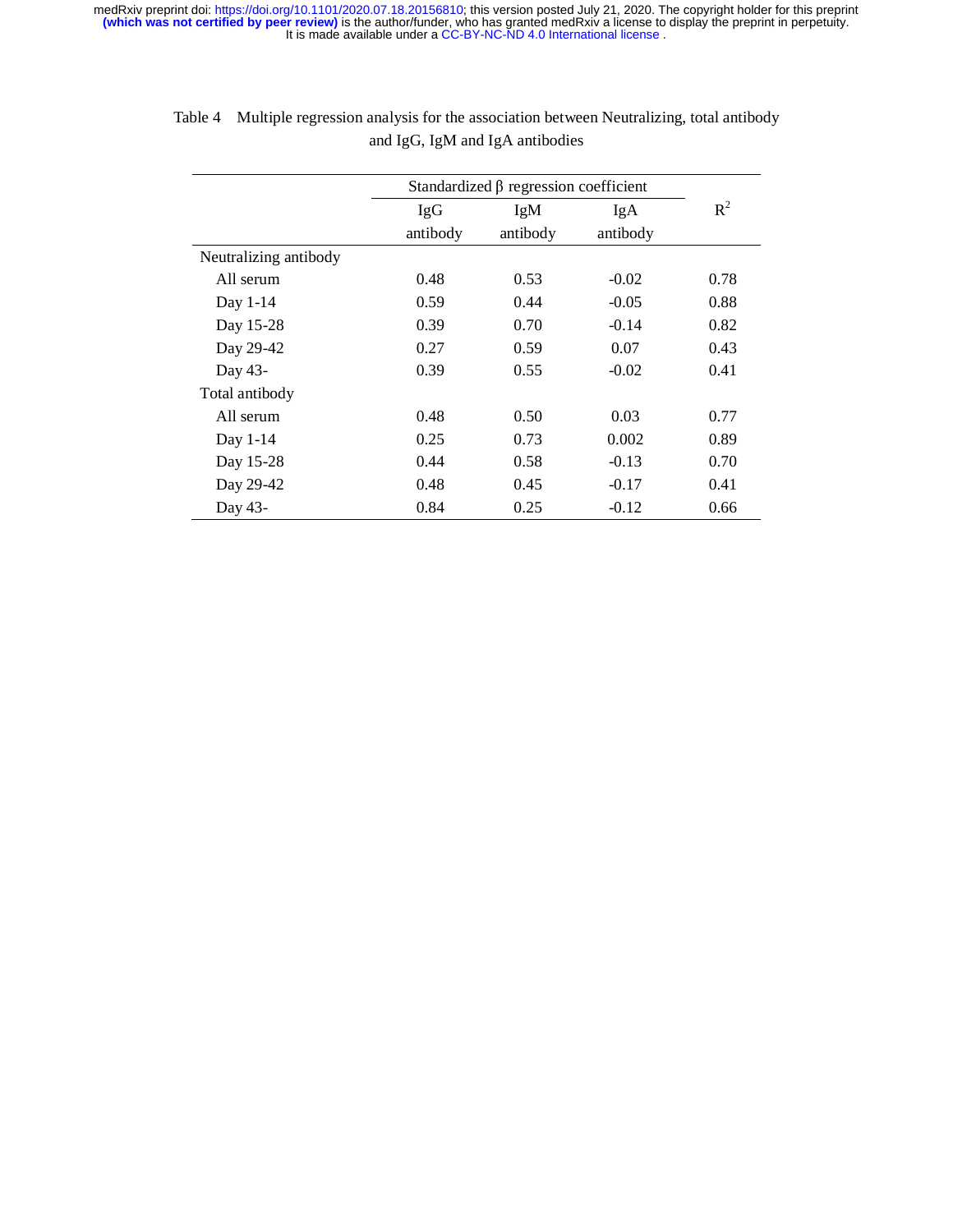Table 4 Multiple regression analysis for the association between Neutralizing, total antibody and IgG, IgM and IgA antibodies

| | Standardized β regression coefficient | | | $R^2$ |
|---|---|---|---|---|
| | IgG antibody | IgM antibody | IgA antibody | |
| Neutralizing antibody | | | | |
| All serum | 0.48 | 0.53 | -0.02 | 0.78 |
| Day 1-14 | 0.59 | 0.44 | -0.05 | 0.88 |
| Day 15-28 | 0.39 | 0.70 | -0.14 | 0.82 |
| Day 29-42 | 0.27 | 0.59 | 0.07 | 0.43 |
| Day 43- | 0.39 | 0.55 | -0.02 | 0.41 |
| Total antibody | | | | |
| All serum | 0.48 | 0.50 | 0.03 | 0.77 |
| Day 1-14 | 0.25 | 0.73 | 0.002 | 0.89 |
| Day 15-28 | 0.44 | 0.58 | -0.13 | 0.70 |
| Day 29-42 | 0.48 | 0.45 | -0.17 | 0.41 |
| Day 43- | 0.84 | 0.25 | -0.12 | 0.66 |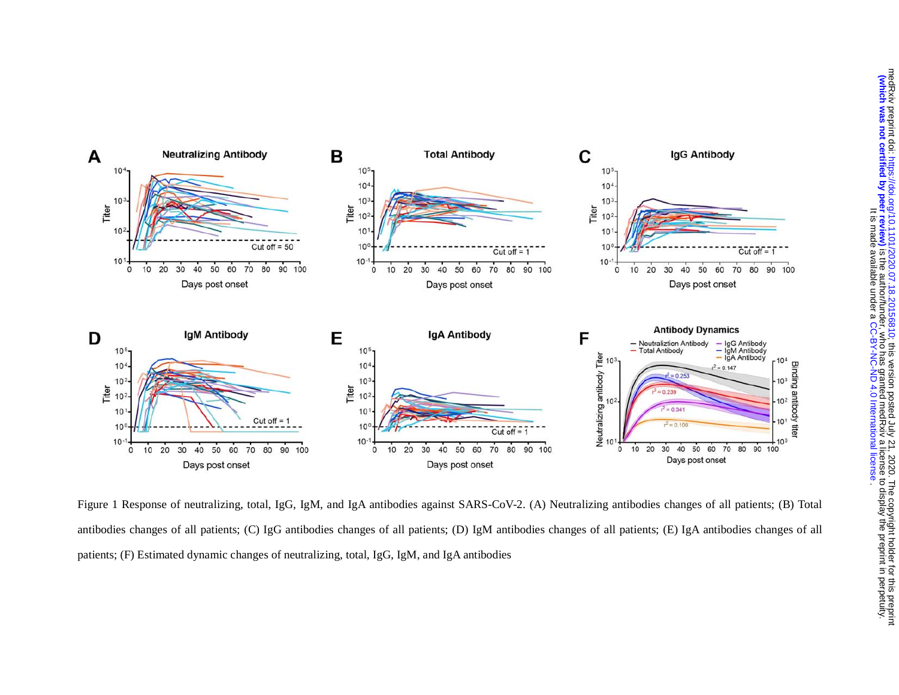Figure 1 Response of neutralizing, total, IgG, IgM, and IgA antibodies against SARS-CoV-2. (A) Neutralizing antibodies changes of all patients; (B) Total antibodies changes of all patients; (C) IgG antibodies changes of all patients; (D) IgM antibodies changes of all patients; (E) IgA antibodies changes of all patients; (F) Estimated dynamic changes of neutralizing, total, IgG, IgM, and IgA antibodies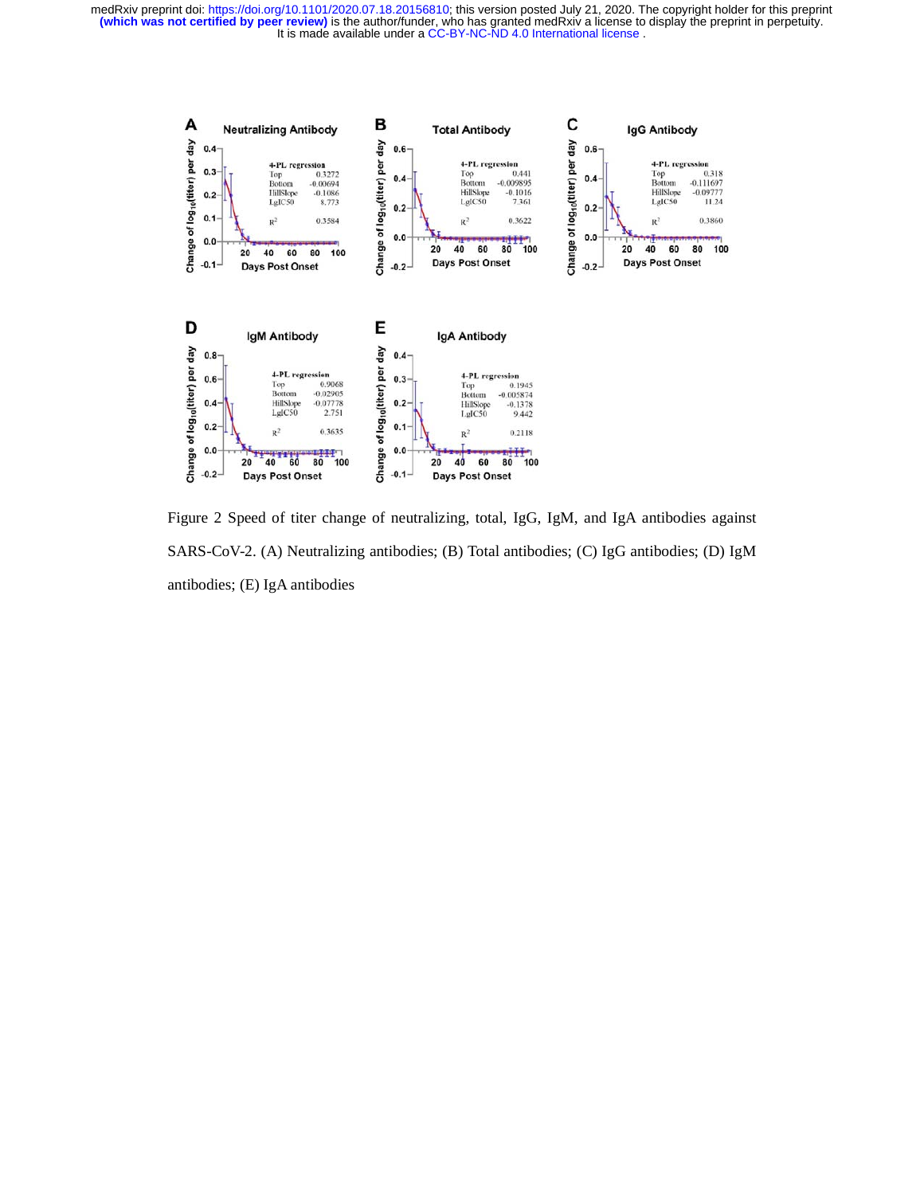A

Neutralizing Antibody

4-PL regression
Top 0.3272
Bottom -0.00694
HillSlope -0.1086
LgIC50 8.773
$R^2$ 0.3584

Change of $\log_{10}$(titer) per day

Days Post Onset

B

Total Antibody

4-PL regression
Top 0.441
Bottom -0.009895
HillSlope -0.1016
LgIC50 7.361
$R^2$ 0.3622

Change of $\log_{10}$(titer) per day

Days Post Onset

C

IgG Antibody

4-PL regression
Top 0.318
Bottom -0.111697
HillSlope -0.09777
LgIC50 11.24
$R^2$ 0.3860

Change of $\log_{10}$(titer) per day

Days Post Onset

D

IgM Antibody

4-PL regression
Top 0.9068
Bottom -0.02905
HillSlope -0.07778
LgIC50 2.751
$R^2$ 0.3635

Change of $\log_{10}$(titer) per day

Days Post Onset

E

IgA Antibody

4-PL regression
Top 0.1945
Bottom -0.005874
HillSlope -0.1378
LgIC50 9.442
$R^2$ 0.2118

Change of $\log_{10}$(titer) per day

Days Post Onset

Figure 2 Speed of titer change of neutralizing, total, IgG, IgM, and IgA antibodies against SARS-CoV-2. (A) Neutralizing antibodies; (B) Total antibodies; (C) IgG antibodies; (D) IgM antibodies; (E) IgA antibodies